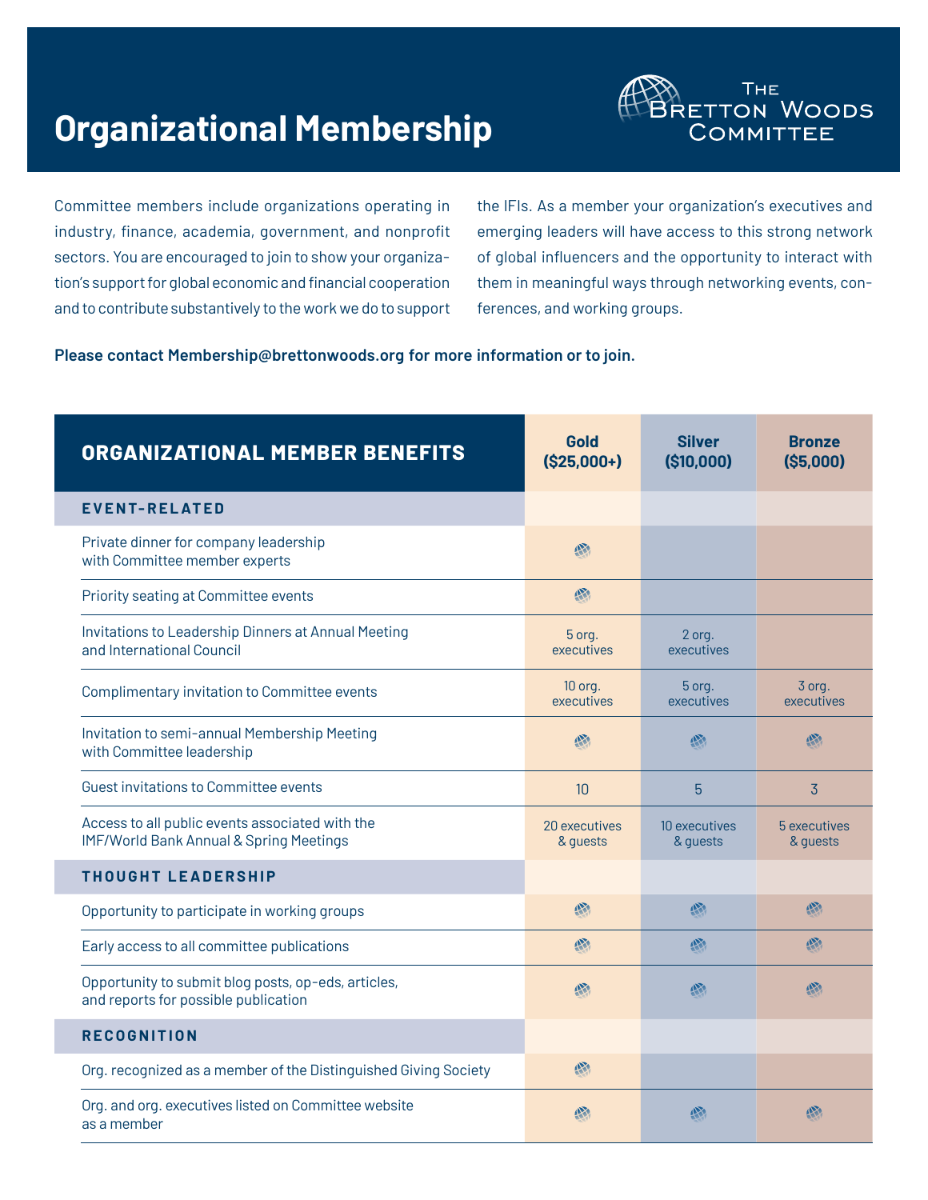# Organizational Membership

The Bretton Woods Committee

Committee members include organizations operating in industry, finance, academia, government, and nonprofit sectors. You are encouraged to join to show your organization's support for global economic and financial cooperation and to contribute substantively to the work we do to support the IFIs. As a member your organization's executives and emerging leaders will have access to this strong network of global influencers and the opportunity to interact with them in meaningful ways through networking events, conferences, and working groups.

**Please contact Membership@brettonwoods.org for more information or to join.**

| ORGANIZATIONAL MEMBER BENEFITS | Gold ($25,000+) | Silver ($10,000) | Bronze ($5,000) |
|---|---|---|---|
| **EVENT-RELATED** | | | |
| Private dinner for company leadership with Committee member experts | ✓ | | |
| Priority seating at Committee events | ✓ | | |
| Invitations to Leadership Dinners at Annual Meeting and International Council | 5 org. executives | 2 org. executives | |
| Complimentary invitation to Committee events | 10 org. executives | 5 org. executives | 3 org. executives |
| Invitation to semi-annual Membership Meeting with Committee leadership | ✓ | ✓ | ✓ |
| Guest invitations to Committee events | 10 | 5 | 3 |
| Access to all public events associated with the IMF/World Bank Annual & Spring Meetings | 20 executives & guests | 10 executives & guests | 5 executives & guests |
| **THOUGHT LEADERSHIP** | | | |
| Opportunity to participate in working groups | ✓ | ✓ | ✓ |
| Early access to all committee publications | ✓ | ✓ | ✓ |
| Opportunity to submit blog posts, op-eds, articles, and reports for possible publication | ✓ | ✓ | ✓ |
| **RECOGNITION** | | | |
| Org. recognized as a member of the Distinguished Giving Society | ✓ | | |
| Org. and org. executives listed on Committee website as a member | ✓ | ✓ | ✓ |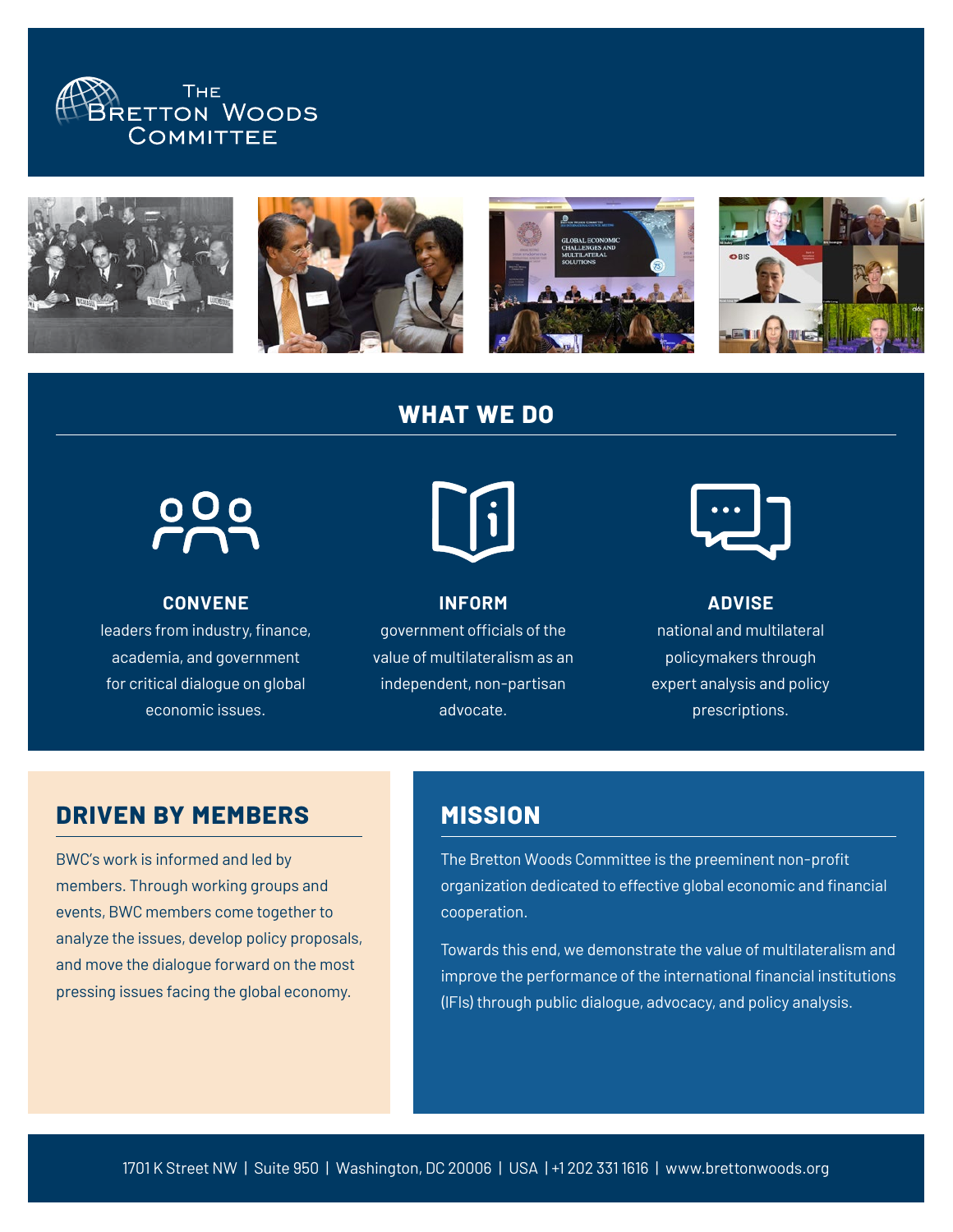# The Bretton Woods Committee

## WHAT WE DO

### CONVENE

leaders from industry, finance, academia, and government for critical dialogue on global economic issues.

### INFORM

government officials of the value of multilateralism as an independent, non-partisan advocate.

### ADVISE

national and multilateral policymakers through expert analysis and policy prescriptions.

## DRIVEN BY MEMBERS

BWC's work is informed and led by members. Through working groups and events, BWC members come together to analyze the issues, develop policy proposals, and move the dialogue forward on the most pressing issues facing the global economy.

## MISSION

The Bretton Woods Committee is the preeminent non-profit organization dedicated to effective global economic and financial cooperation.

Towards this end, we demonstrate the value of multilateralism and improve the performance of the international financial institutions (IFIs) through public dialogue, advocacy, and policy analysis.

1701 K Street NW | Suite 950 | Washington, DC 20006 | USA | +1 202 331 1616 | www.brettonwoods.org